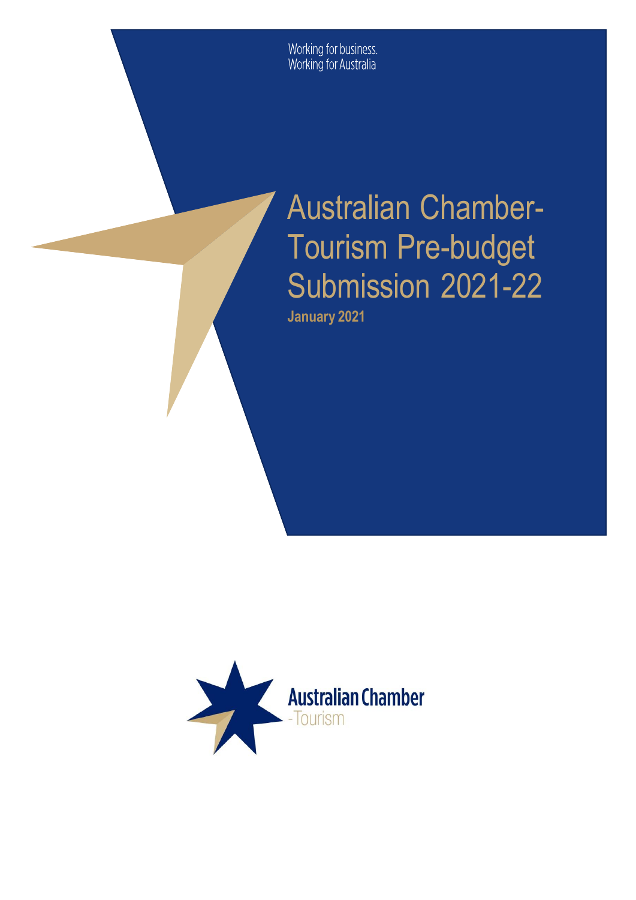Working for business.
Working for Australia

# Australian Chamber-Tourism Pre-budget Submission 2021-22

**January 2021**

**Australian Chamber**
-Tourism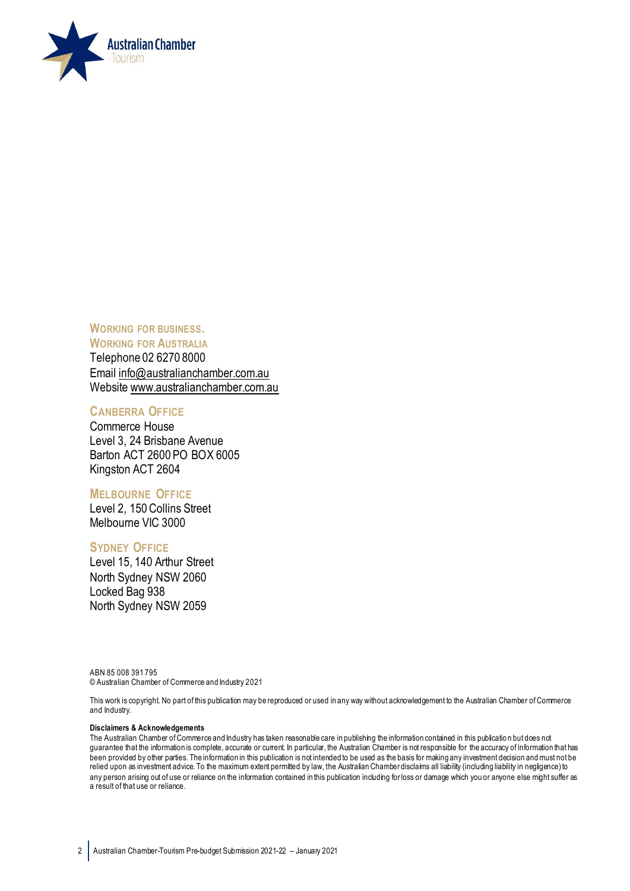**WORKING FOR BUSINESS.**
**WORKING FOR AUSTRALIA**

Telephone 02 6270 8000
Email info@australianchamber.com.au
Website www.australianchamber.com.au

**CANBERRA OFFICE**

Commerce House
Level 3, 24 Brisbane Avenue
Barton ACT 2600 PO BOX 6005
Kingston ACT 2604

**MELBOURNE OFFICE**

Level 2, 150 Collins Street
Melbourne VIC 3000

**SYDNEY OFFICE**

Level 15, 140 Arthur Street
North Sydney NSW 2060
Locked Bag 938
North Sydney NSW 2059

ABN 85 008 391 795
© Australian Chamber of Commerce and Industry 2021

This work is copyright. No part of this publication may be reproduced or used in any way without acknowledgement to the Australian Chamber of Commerce and Industry.

**Disclaimers & Acknowledgements**

The Australian Chamber of Commerce and Industry has taken reasonable care in publishing the information contained in this publication but does not guarantee that the information is complete, accurate or current. In particular, the Australian Chamber is not responsible for the accuracy of information that has been provided by other parties. The information in this publication is not intended to be used as the basis for making any investment decision and must not be relied upon as investment advice. To the maximum extent permitted by law, the Australian Chamber disclaims all liability (including liability in negligence) to any person arising out of use or reliance on the information contained in this publication including for loss or damage which you or anyone else might suffer as a result of that use or reliance.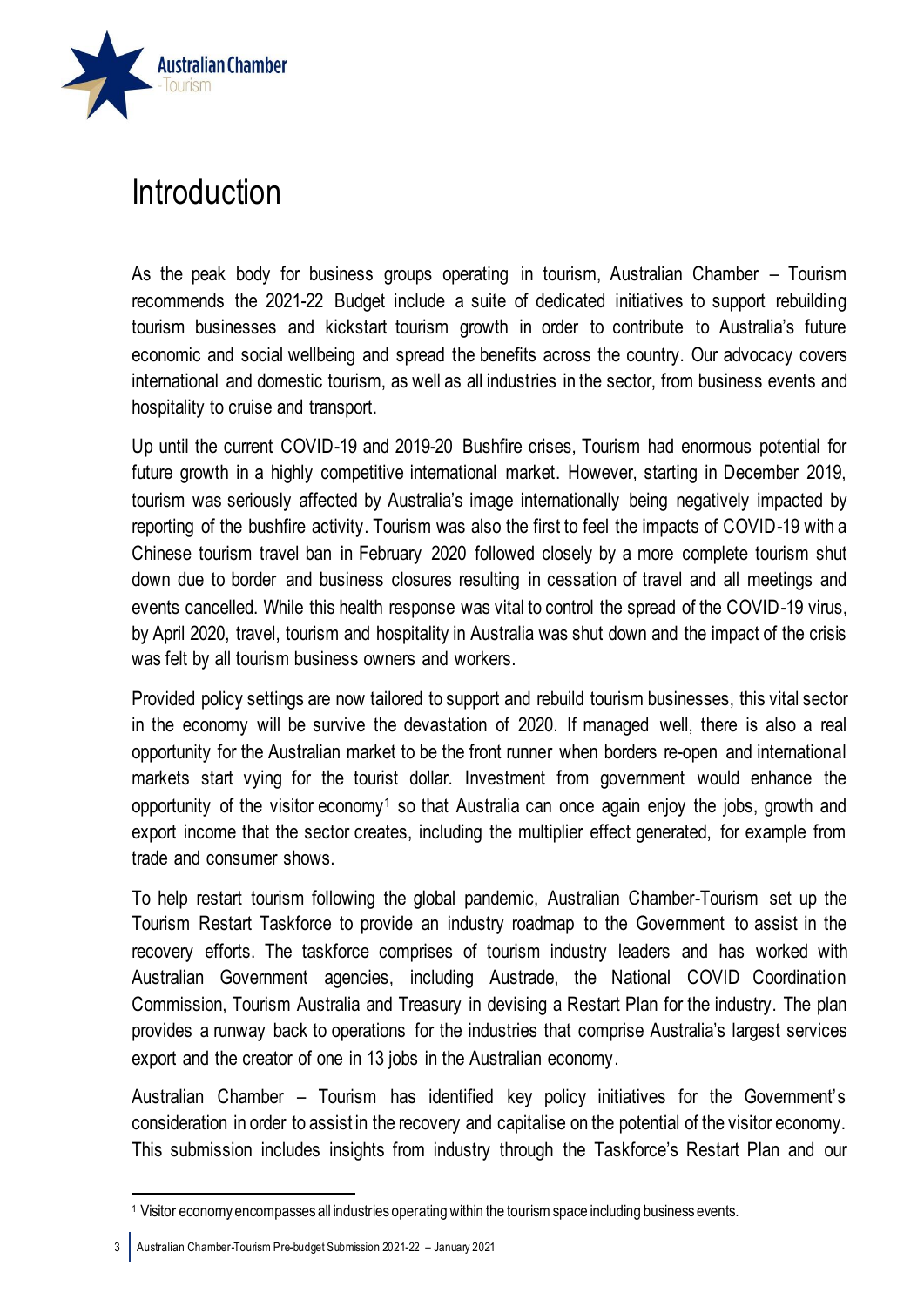# Introduction

As the peak body for business groups operating in tourism, Australian Chamber – Tourism recommends the 2021-22 Budget include a suite of dedicated initiatives to support rebuilding tourism businesses and kickstart tourism growth in order to contribute to Australia's future economic and social wellbeing and spread the benefits across the country. Our advocacy covers international and domestic tourism, as well as all industries in the sector, from business events and hospitality to cruise and transport.

Up until the current COVID-19 and 2019-20 Bushfire crises, Tourism had enormous potential for future growth in a highly competitive international market. However, starting in December 2019, tourism was seriously affected by Australia's image internationally being negatively impacted by reporting of the bushfire activity. Tourism was also the first to feel the impacts of COVID-19 with a Chinese tourism travel ban in February 2020 followed closely by a more complete tourism shut down due to border and business closures resulting in cessation of travel and all meetings and events cancelled. While this health response was vital to control the spread of the COVID-19 virus, by April 2020, travel, tourism and hospitality in Australia was shut down and the impact of the crisis was felt by all tourism business owners and workers.

Provided policy settings are now tailored to support and rebuild tourism businesses, this vital sector in the economy will be survive the devastation of 2020. If managed well, there is also a real opportunity for the Australian market to be the front runner when borders re-open and international markets start vying for the tourist dollar. Investment from government would enhance the opportunity of the visitor economy[1] so that Australia can once again enjoy the jobs, growth and export income that the sector creates, including the multiplier effect generated, for example from trade and consumer shows.

To help restart tourism following the global pandemic, Australian Chamber-Tourism set up the Tourism Restart Taskforce to provide an industry roadmap to the Government to assist in the recovery efforts. The taskforce comprises of tourism industry leaders and has worked with Australian Government agencies, including Austrade, the National COVID Coordination Commission, Tourism Australia and Treasury in devising a Restart Plan for the industry. The plan provides a runway back to operations for the industries that comprise Australia's largest services export and the creator of one in 13 jobs in the Australian economy.

Australian Chamber – Tourism has identified key policy initiatives for the Government's consideration in order to assist in the recovery and capitalise on the potential of the visitor economy. This submission includes insights from industry through the Taskforce's Restart Plan and our

[1] Visitor economy encompasses all industries operating within the tourism space including business events.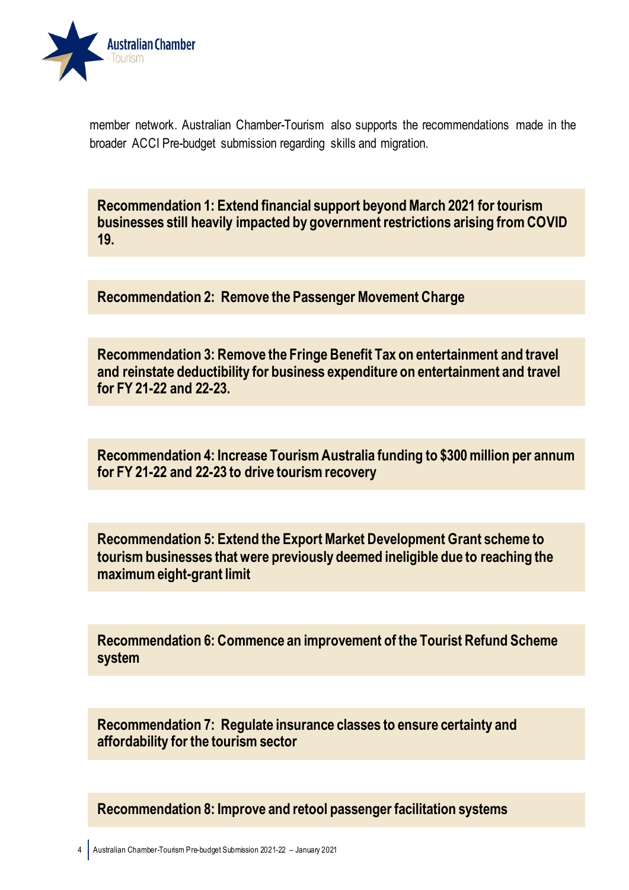member network. Australian Chamber-Tourism also supports the recommendations made in the broader ACCI Pre-budget submission regarding skills and migration.

**Recommendation 1: Extend financial support beyond March 2021 for tourism businesses still heavily impacted by government restrictions arising from COVID 19.**

**Recommendation 2: Remove the Passenger Movement Charge**

**Recommendation 3: Remove the Fringe Benefit Tax on entertainment and travel and reinstate deductibility for business expenditure on entertainment and travel for FY 21-22 and 22-23.**

**Recommendation 4: Increase Tourism Australia funding to $300 million per annum for FY 21-22 and 22-23 to drive tourism recovery**

**Recommendation 5: Extend the Export Market Development Grant scheme to tourism businesses that were previously deemed ineligible due to reaching the maximum eight-grant limit**

**Recommendation 6: Commence an improvement of the Tourist Refund Scheme system**

**Recommendation 7: Regulate insurance classes to ensure certainty and affordability for the tourism sector**

**Recommendation 8: Improve and retool passenger facilitation systems**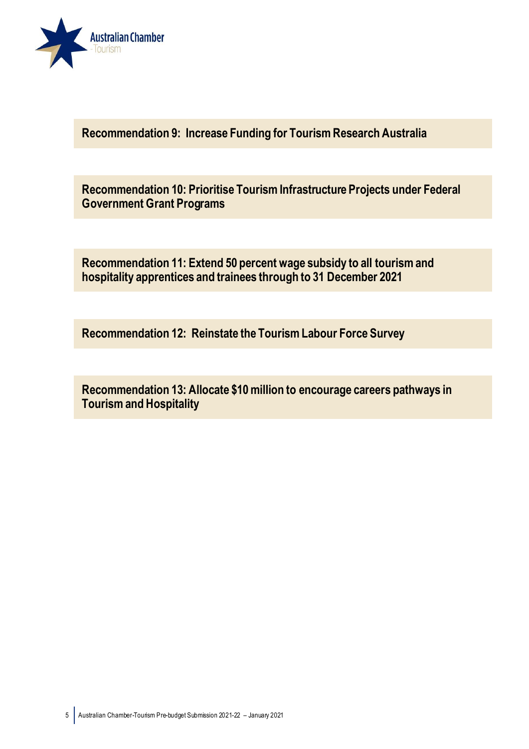**Recommendation 9: Increase Funding for Tourism Research Australia**

**Recommendation 10: Prioritise Tourism Infrastructure Projects under Federal Government Grant Programs**

**Recommendation 11: Extend 50 percent wage subsidy to all tourism and hospitality apprentices and trainees through to 31 December 2021**

**Recommendation 12: Reinstate the Tourism Labour Force Survey**

**Recommendation 13: Allocate $10 million to encourage careers pathways in Tourism and Hospitality**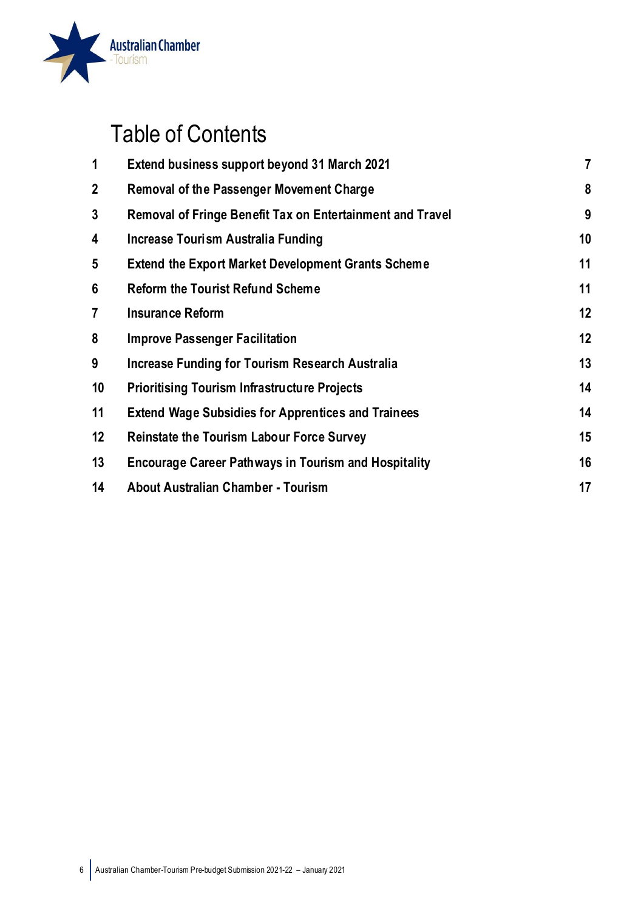# Table of Contents

| | | |
|---|---|---|
| 1 | **Extend business support beyond 31 March 2021** | 7 |
| 2 | **Removal of the Passenger Movement Charge** | 8 |
| 3 | **Removal of Fringe Benefit Tax on Entertainment and Travel** | 9 |
| 4 | **Increase Tourism Australia Funding** | 10 |
| 5 | **Extend the Export Market Development Grants Scheme** | 11 |
| 6 | **Reform the Tourist Refund Scheme** | 11 |
| 7 | **Insurance Reform** | 12 |
| 8 | **Improve Passenger Facilitation** | 12 |
| 9 | **Increase Funding for Tourism Research Australia** | 13 |
| 10 | **Prioritising Tourism Infrastructure Projects** | 14 |
| 11 | **Extend Wage Subsidies for Apprentices and Trainees** | 14 |
| 12 | **Reinstate the Tourism Labour Force Survey** | 15 |
| 13 | **Encourage Career Pathways in Tourism and Hospitality** | 16 |
| 14 | **About Australian Chamber - Tourism** | 17 |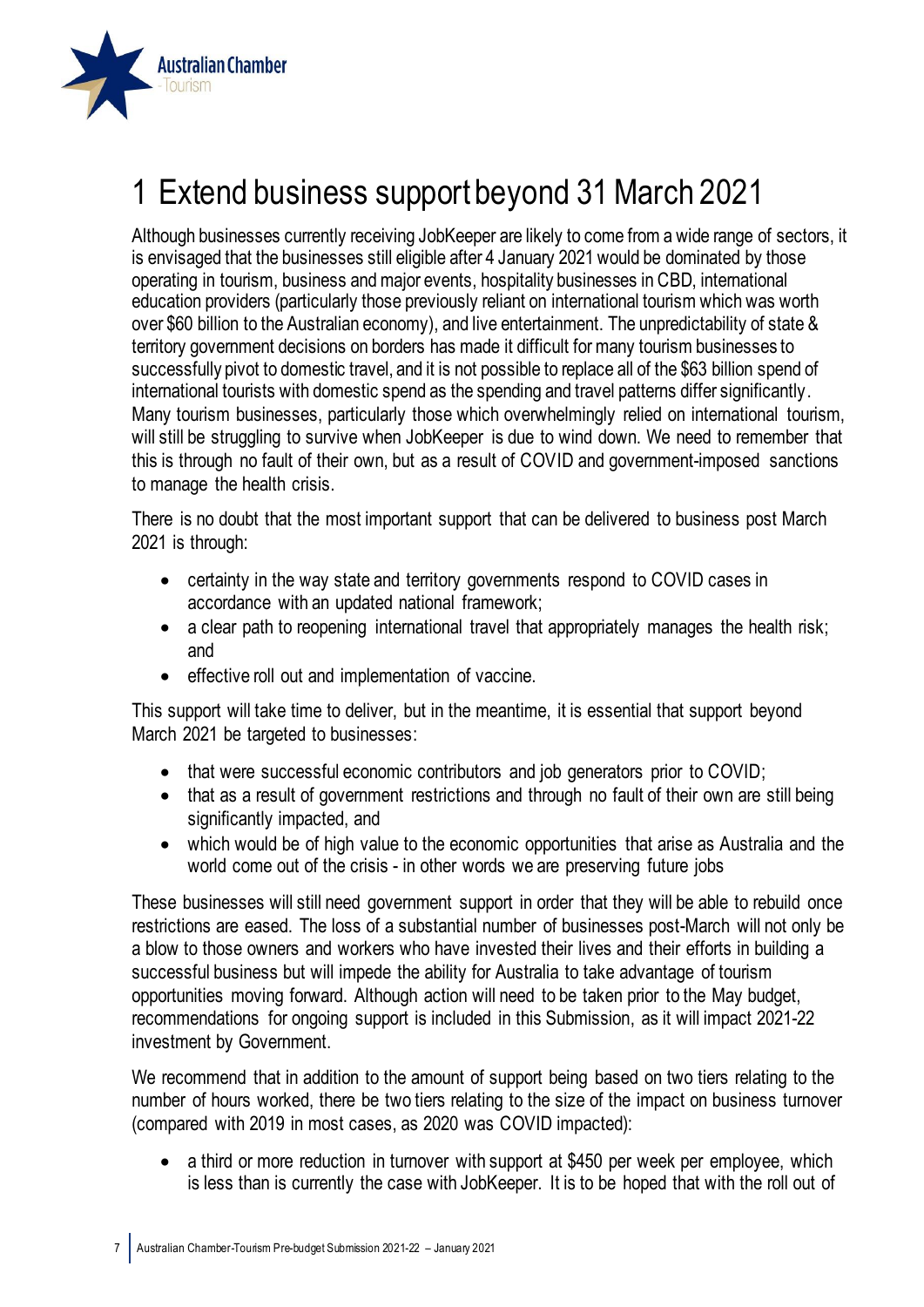# 1 Extend business support beyond 31 March 2021

Although businesses currently receiving JobKeeper are likely to come from a wide range of sectors, it is envisaged that the businesses still eligible after 4 January 2021 would be dominated by those operating in tourism, business and major events, hospitality businesses in CBD, international education providers (particularly those previously reliant on international tourism which was worth over $60 billion to the Australian economy), and live entertainment. The unpredictability of state & territory government decisions on borders has made it difficult for many tourism businesses to successfully pivot to domestic travel, and it is not possible to replace all of the $63 billion spend of international tourists with domestic spend as the spending and travel patterns differ significantly. Many tourism businesses, particularly those which overwhelmingly relied on international tourism, will still be struggling to survive when JobKeeper is due to wind down. We need to remember that this is through no fault of their own, but as a result of COVID and government-imposed sanctions to manage the health crisis.

There is no doubt that the most important support that can be delivered to business post March 2021 is through:

- certainty in the way state and territory governments respond to COVID cases in accordance with an updated national framework;
- a clear path to reopening international travel that appropriately manages the health risk; and
- effective roll out and implementation of vaccine.

This support will take time to deliver, but in the meantime, it is essential that support beyond March 2021 be targeted to businesses:

- that were successful economic contributors and job generators prior to COVID;
- that as a result of government restrictions and through no fault of their own are still being significantly impacted, and
- which would be of high value to the economic opportunities that arise as Australia and the world come out of the crisis - in other words we are preserving future jobs

These businesses will still need government support in order that they will be able to rebuild once restrictions are eased. The loss of a substantial number of businesses post-March will not only be a blow to those owners and workers who have invested their lives and their efforts in building a successful business but will impede the ability for Australia to take advantage of tourism opportunities moving forward. Although action will need to be taken prior to the May budget, recommendations for ongoing support is included in this Submission, as it will impact 2021-22 investment by Government.

We recommend that in addition to the amount of support being based on two tiers relating to the number of hours worked, there be two tiers relating to the size of the impact on business turnover (compared with 2019 in most cases, as 2020 was COVID impacted):

- a third or more reduction in turnover with support at $450 per week per employee, which is less than is currently the case with JobKeeper. It is to be hoped that with the roll out of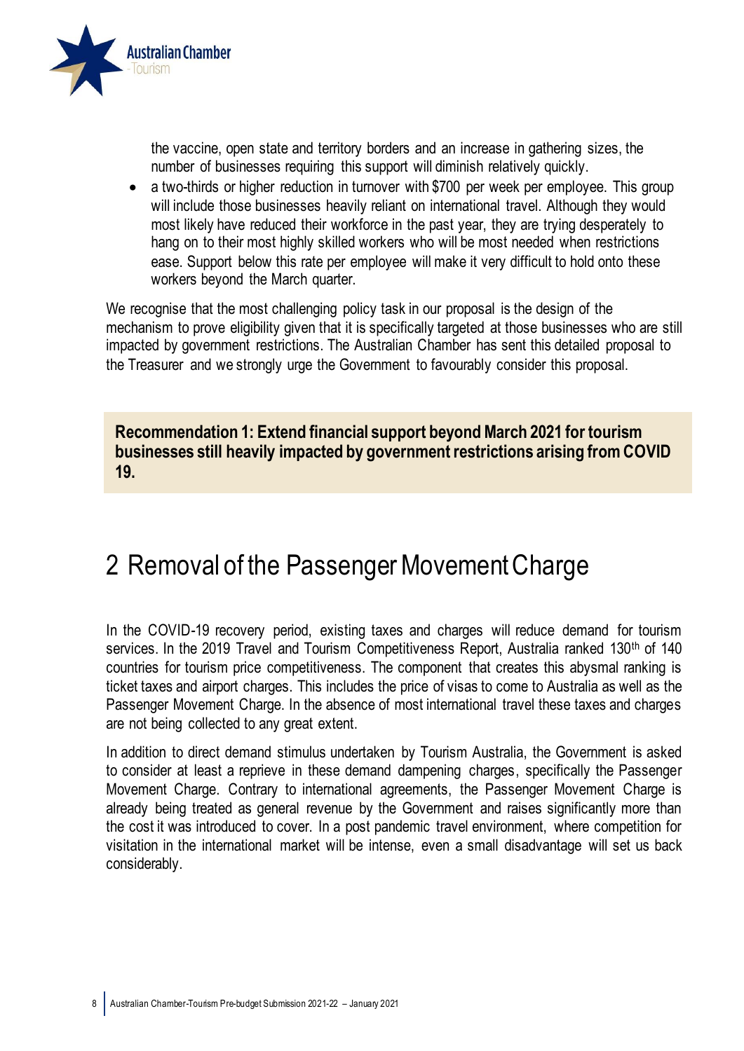the vaccine, open state and territory borders and an increase in gathering sizes, the number of businesses requiring this support will diminish relatively quickly.

- a two-thirds or higher reduction in turnover with $700 per week per employee. This group will include those businesses heavily reliant on international travel. Although they would most likely have reduced their workforce in the past year, they are trying desperately to hang on to their most highly skilled workers who will be most needed when restrictions ease. Support below this rate per employee will make it very difficult to hold onto these workers beyond the March quarter.

We recognise that the most challenging policy task in our proposal is the design of the mechanism to prove eligibility given that it is specifically targeted at those businesses who are still impacted by government restrictions. The Australian Chamber has sent this detailed proposal to the Treasurer and we strongly urge the Government to favourably consider this proposal.

**Recommendation 1: Extend financial support beyond March 2021 for tourism businesses still heavily impacted by government restrictions arising from COVID 19.**

# 2 Removal of the Passenger Movement Charge

In the COVID-19 recovery period, existing taxes and charges will reduce demand for tourism services. In the 2019 Travel and Tourism Competitiveness Report, Australia ranked 130th of 140 countries for tourism price competitiveness. The component that creates this abysmal ranking is ticket taxes and airport charges. This includes the price of visas to come to Australia as well as the Passenger Movement Charge. In the absence of most international travel these taxes and charges are not being collected to any great extent.

In addition to direct demand stimulus undertaken by Tourism Australia, the Government is asked to consider at least a reprieve in these demand dampening charges, specifically the Passenger Movement Charge. Contrary to international agreements, the Passenger Movement Charge is already being treated as general revenue by the Government and raises significantly more than the cost it was introduced to cover. In a post pandemic travel environment, where competition for visitation in the international market will be intense, even a small disadvantage will set us back considerably.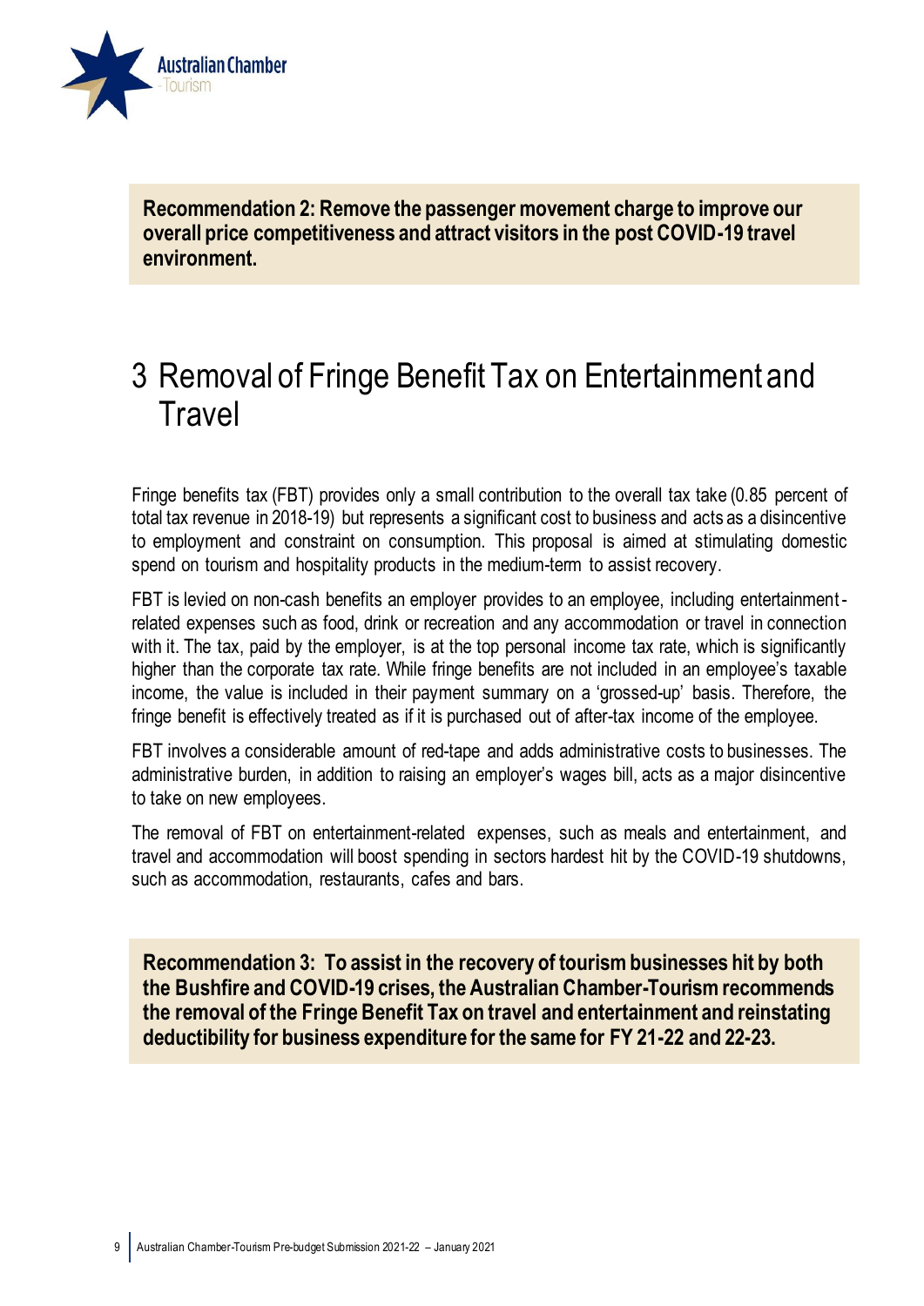**Recommendation 2: Remove the passenger movement charge to improve our overall price competitiveness and attract visitors in the post COVID-19 travel environment.**

# 3 Removal of Fringe Benefit Tax on Entertainment and Travel

Fringe benefits tax (FBT) provides only a small contribution to the overall tax take (0.85 percent of total tax revenue in 2018-19) but represents a significant cost to business and acts as a disincentive to employment and constraint on consumption. This proposal is aimed at stimulating domestic spend on tourism and hospitality products in the medium-term to assist recovery.

FBT is levied on non-cash benefits an employer provides to an employee, including entertainment-related expenses such as food, drink or recreation and any accommodation or travel in connection with it. The tax, paid by the employer, is at the top personal income tax rate, which is significantly higher than the corporate tax rate. While fringe benefits are not included in an employee's taxable income, the value is included in their payment summary on a 'grossed-up' basis. Therefore, the fringe benefit is effectively treated as if it is purchased out of after-tax income of the employee.

FBT involves a considerable amount of red-tape and adds administrative costs to businesses. The administrative burden, in addition to raising an employer's wages bill, acts as a major disincentive to take on new employees.

The removal of FBT on entertainment-related expenses, such as meals and entertainment, and travel and accommodation will boost spending in sectors hardest hit by the COVID-19 shutdowns, such as accommodation, restaurants, cafes and bars.

**Recommendation 3: To assist in the recovery of tourism businesses hit by both the Bushfire and COVID-19 crises, the Australian Chamber-Tourism recommends the removal of the Fringe Benefit Tax on travel and entertainment and reinstating deductibility for business expenditure for the same for FY 21-22 and 22-23.**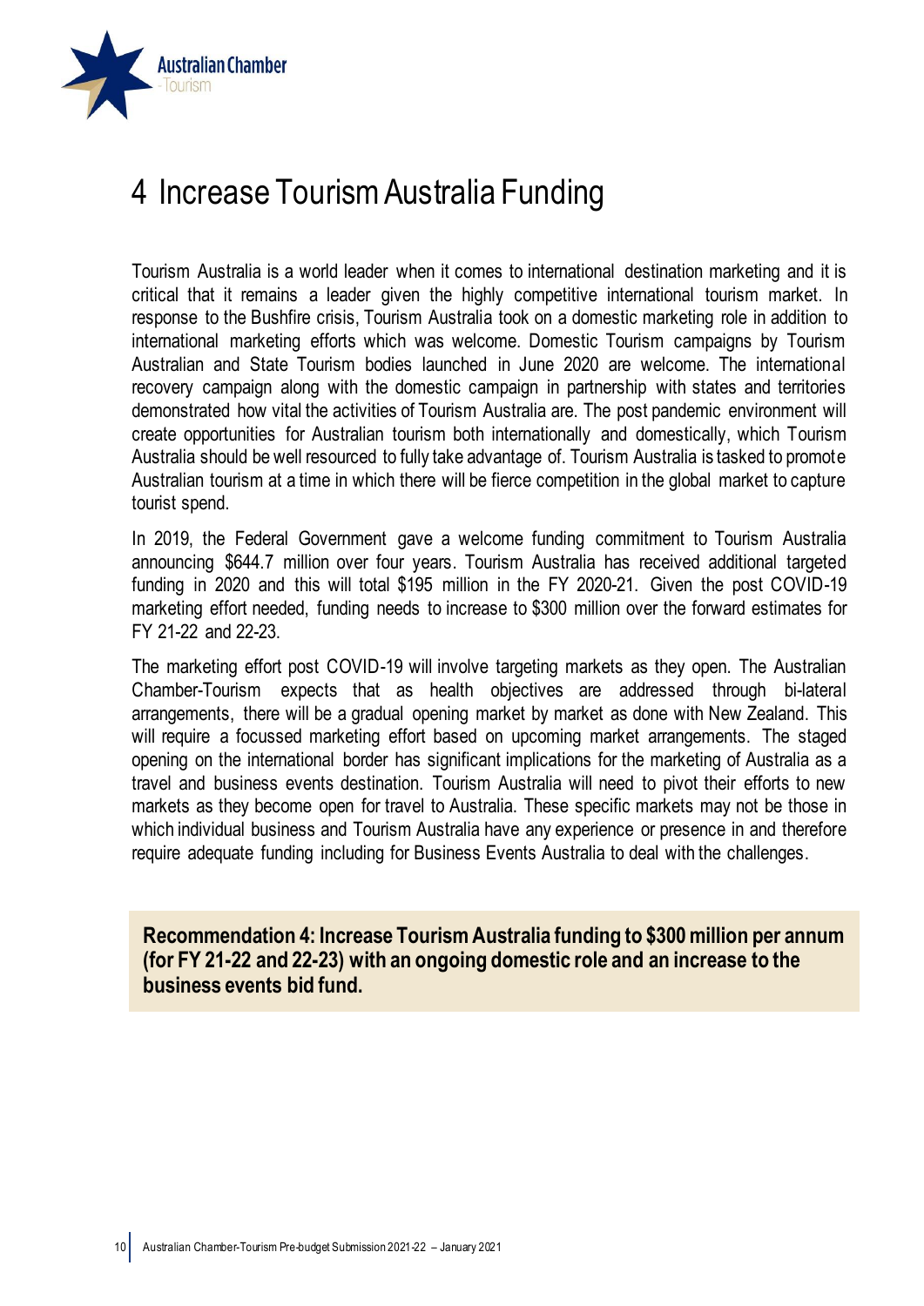# 4 Increase Tourism Australia Funding

Tourism Australia is a world leader when it comes to international destination marketing and it is critical that it remains a leader given the highly competitive international tourism market. In response to the Bushfire crisis, Tourism Australia took on a domestic marketing role in addition to international marketing efforts which was welcome. Domestic Tourism campaigns by Tourism Australian and State Tourism bodies launched in June 2020 are welcome. The international recovery campaign along with the domestic campaign in partnership with states and territories demonstrated how vital the activities of Tourism Australia are. The post pandemic environment will create opportunities for Australian tourism both internationally and domestically, which Tourism Australia should be well resourced to fully take advantage of. Tourism Australia is tasked to promote Australian tourism at a time in which there will be fierce competition in the global market to capture tourist spend.

In 2019, the Federal Government gave a welcome funding commitment to Tourism Australia announcing $644.7 million over four years. Tourism Australia has received additional targeted funding in 2020 and this will total $195 million in the FY 2020-21. Given the post COVID-19 marketing effort needed, funding needs to increase to $300 million over the forward estimates for FY 21-22 and 22-23.

The marketing effort post COVID-19 will involve targeting markets as they open. The Australian Chamber-Tourism expects that as health objectives are addressed through bi-lateral arrangements, there will be a gradual opening market by market as done with New Zealand. This will require a focussed marketing effort based on upcoming market arrangements. The staged opening on the international border has significant implications for the marketing of Australia as a travel and business events destination. Tourism Australia will need to pivot their efforts to new markets as they become open for travel to Australia. These specific markets may not be those in which individual business and Tourism Australia have any experience or presence in and therefore require adequate funding including for Business Events Australia to deal with the challenges.

**Recommendation 4: Increase Tourism Australia funding to $300 million per annum (for FY 21-22 and 22-23) with an ongoing domestic role and an increase to the business events bid fund.**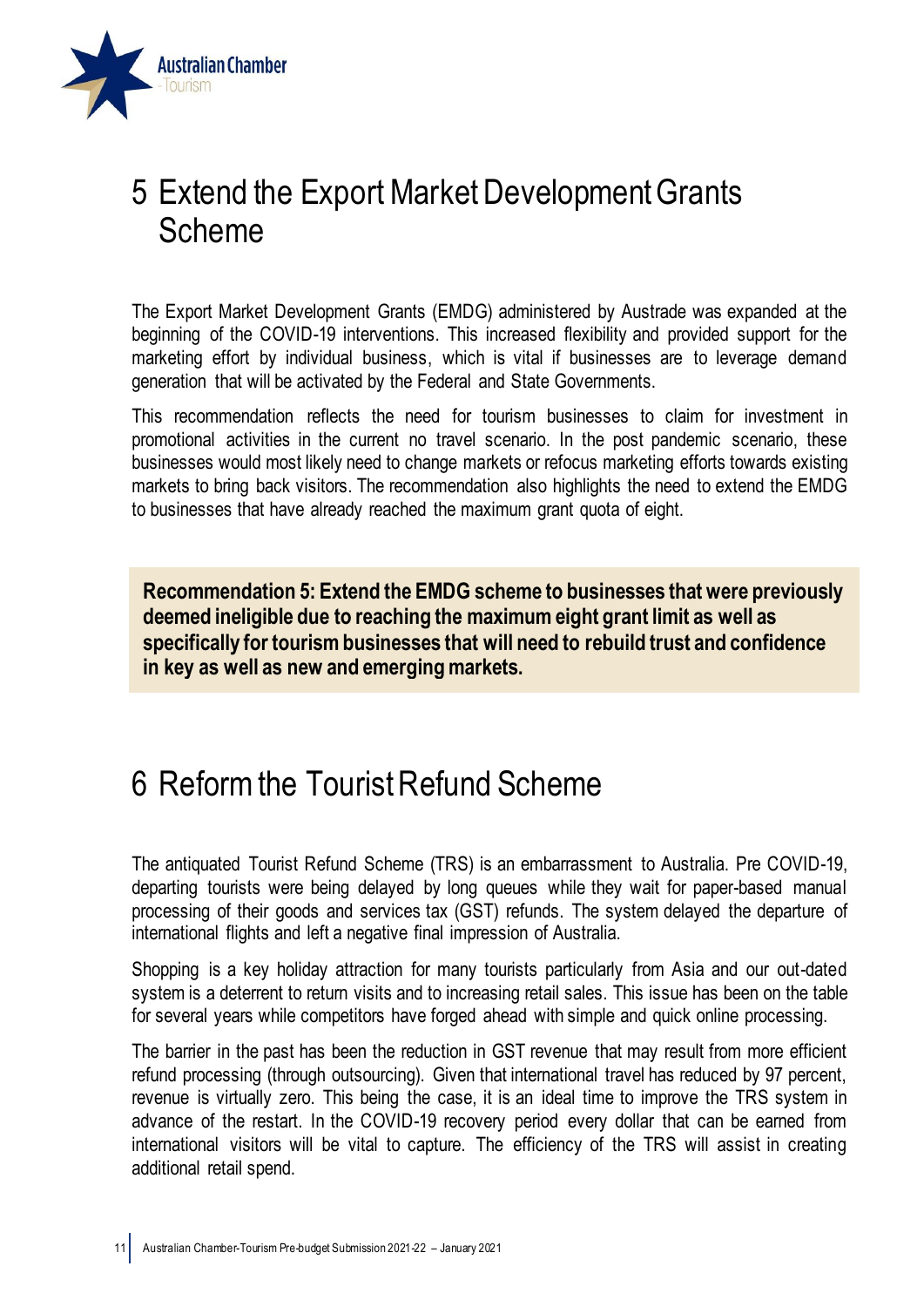# 5 Extend the Export Market Development Grants Scheme

The Export Market Development Grants (EMDG) administered by Austrade was expanded at the beginning of the COVID-19 interventions. This increased flexibility and provided support for the marketing effort by individual business, which is vital if businesses are to leverage demand generation that will be activated by the Federal and State Governments.

This recommendation reflects the need for tourism businesses to claim for investment in promotional activities in the current no travel scenario. In the post pandemic scenario, these businesses would most likely need to change markets or refocus marketing efforts towards existing markets to bring back visitors. The recommendation also highlights the need to extend the EMDG to businesses that have already reached the maximum grant quota of eight.

**Recommendation 5: Extend the EMDG scheme to businesses that were previously deemed ineligible due to reaching the maximum eight grant limit as well as specifically for tourism businesses that will need to rebuild trust and confidence in key as well as new and emerging markets.**

# 6 Reform the Tourist Refund Scheme

The antiquated Tourist Refund Scheme (TRS) is an embarrassment to Australia. Pre COVID-19, departing tourists were being delayed by long queues while they wait for paper-based manual processing of their goods and services tax (GST) refunds. The system delayed the departure of international flights and left a negative final impression of Australia.

Shopping is a key holiday attraction for many tourists particularly from Asia and our out-dated system is a deterrent to return visits and to increasing retail sales. This issue has been on the table for several years while competitors have forged ahead with simple and quick online processing.

The barrier in the past has been the reduction in GST revenue that may result from more efficient refund processing (through outsourcing). Given that international travel has reduced by 97 percent, revenue is virtually zero. This being the case, it is an ideal time to improve the TRS system in advance of the restart. In the COVID-19 recovery period every dollar that can be earned from international visitors will be vital to capture. The efficiency of the TRS will assist in creating additional retail spend.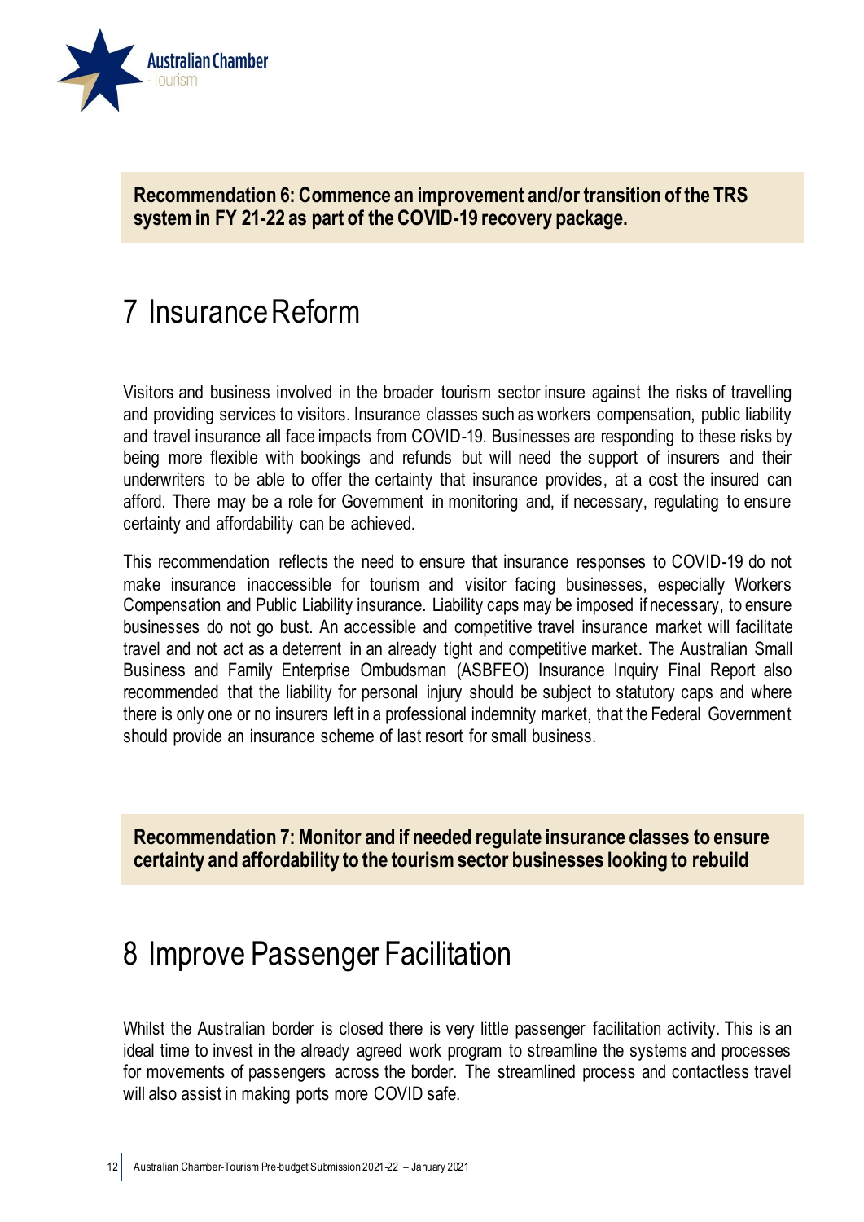**Recommendation 6: Commence an improvement and/or transition of the TRS system in FY 21-22 as part of the COVID-19 recovery package.**

# 7 Insurance Reform

Visitors and business involved in the broader tourism sector insure against the risks of travelling and providing services to visitors. Insurance classes such as workers compensation, public liability and travel insurance all face impacts from COVID-19. Businesses are responding to these risks by being more flexible with bookings and refunds but will need the support of insurers and their underwriters to be able to offer the certainty that insurance provides, at a cost the insured can afford. There may be a role for Government in monitoring and, if necessary, regulating to ensure certainty and affordability can be achieved.

This recommendation reflects the need to ensure that insurance responses to COVID-19 do not make insurance inaccessible for tourism and visitor facing businesses, especially Workers Compensation and Public Liability insurance. Liability caps may be imposed if necessary, to ensure businesses do not go bust. An accessible and competitive travel insurance market will facilitate travel and not act as a deterrent in an already tight and competitive market. The Australian Small Business and Family Enterprise Ombudsman (ASBFEO) Insurance Inquiry Final Report also recommended that the liability for personal injury should be subject to statutory caps and where there is only one or no insurers left in a professional indemnity market, that the Federal Government should provide an insurance scheme of last resort for small business.

**Recommendation 7: Monitor and if needed regulate insurance classes to ensure certainty and affordability to the tourism sector businesses looking to rebuild**

# 8 Improve Passenger Facilitation

Whilst the Australian border is closed there is very little passenger facilitation activity. This is an ideal time to invest in the already agreed work program to streamline the systems and processes for movements of passengers across the border. The streamlined process and contactless travel will also assist in making ports more COVID safe.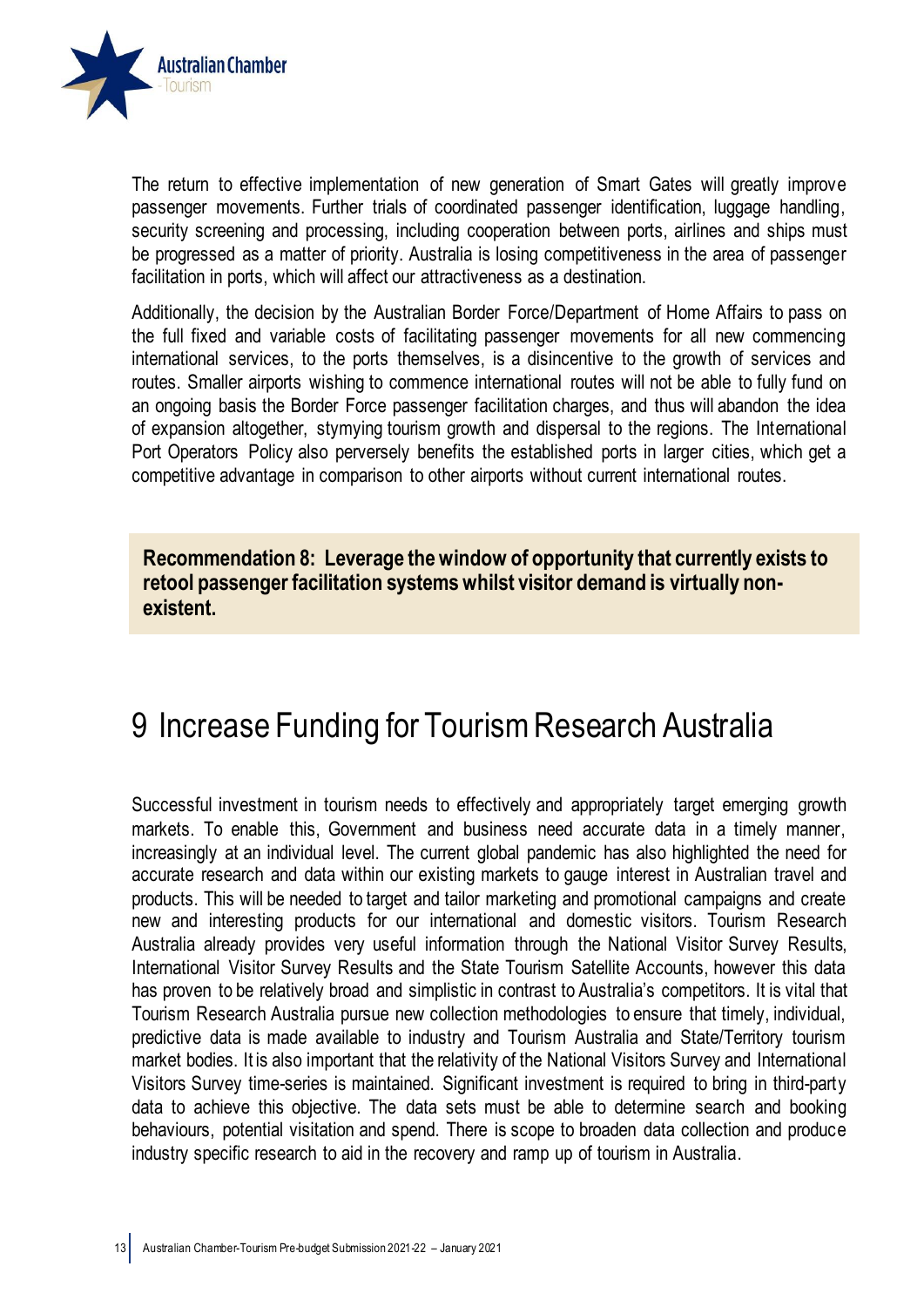The return to effective implementation of new generation of Smart Gates will greatly improve passenger movements. Further trials of coordinated passenger identification, luggage handling, security screening and processing, including cooperation between ports, airlines and ships must be progressed as a matter of priority. Australia is losing competitiveness in the area of passenger facilitation in ports, which will affect our attractiveness as a destination.

Additionally, the decision by the Australian Border Force/Department of Home Affairs to pass on the full fixed and variable costs of facilitating passenger movements for all new commencing international services, to the ports themselves, is a disincentive to the growth of services and routes. Smaller airports wishing to commence international routes will not be able to fully fund on an ongoing basis the Border Force passenger facilitation charges, and thus will abandon the idea of expansion altogether, stymying tourism growth and dispersal to the regions. The International Port Operators Policy also perversely benefits the established ports in larger cities, which get a competitive advantage in comparison to other airports without current international routes.

**Recommendation 8: Leverage the window of opportunity that currently exists to retool passenger facilitation systems whilst visitor demand is virtually non-existent.**

# 9 Increase Funding for Tourism Research Australia

Successful investment in tourism needs to effectively and appropriately target emerging growth markets. To enable this, Government and business need accurate data in a timely manner, increasingly at an individual level. The current global pandemic has also highlighted the need for accurate research and data within our existing markets to gauge interest in Australian travel and products. This will be needed to target and tailor marketing and promotional campaigns and create new and interesting products for our international and domestic visitors. Tourism Research Australia already provides very useful information through the National Visitor Survey Results, International Visitor Survey Results and the State Tourism Satellite Accounts, however this data has proven to be relatively broad and simplistic in contrast to Australia's competitors. It is vital that Tourism Research Australia pursue new collection methodologies to ensure that timely, individual, predictive data is made available to industry and Tourism Australia and State/Territory tourism market bodies. It is also important that the relativity of the National Visitors Survey and International Visitors Survey time-series is maintained. Significant investment is required to bring in third-party data to achieve this objective. The data sets must be able to determine search and booking behaviours, potential visitation and spend. There is scope to broaden data collection and produce industry specific research to aid in the recovery and ramp up of tourism in Australia.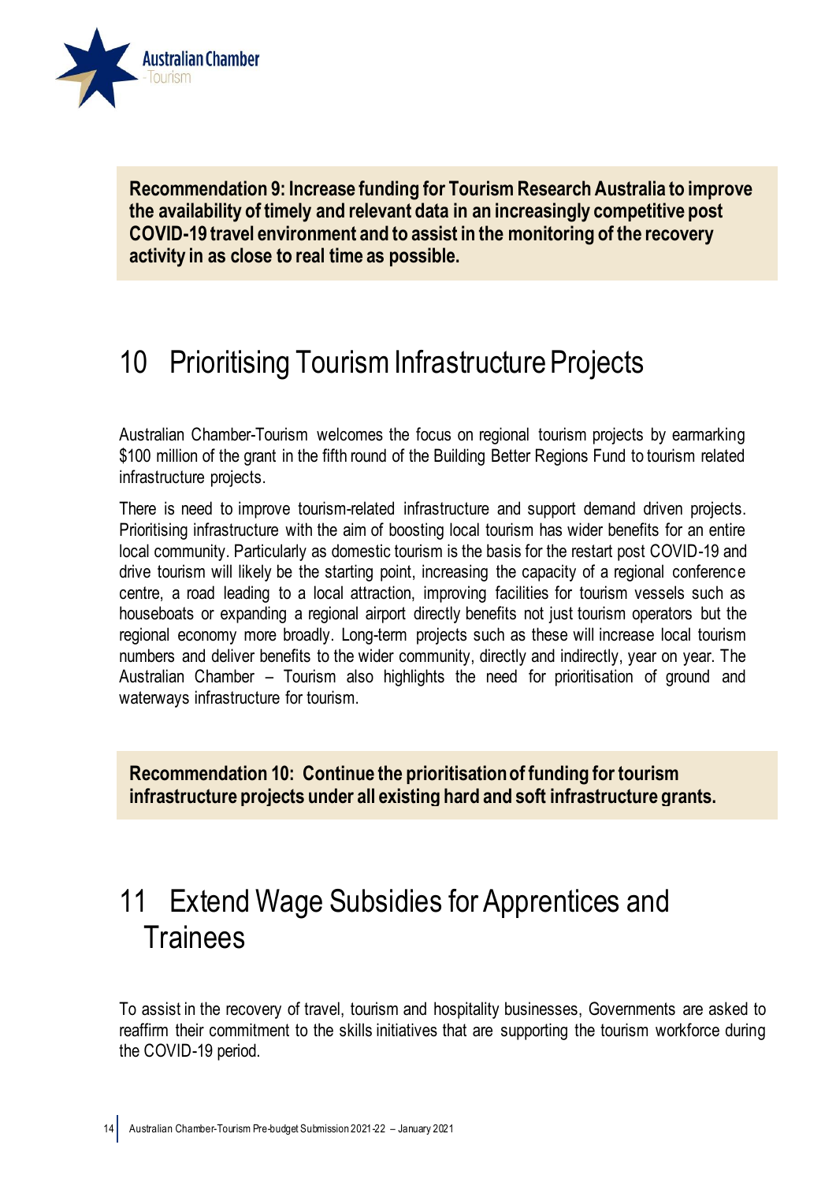**Recommendation 9: Increase funding for Tourism Research Australia to improve the availability of timely and relevant data in an increasingly competitive post COVID-19 travel environment and to assist in the monitoring of the recovery activity in as close to real time as possible.**

# 10 Prioritising Tourism Infrastructure Projects

Australian Chamber-Tourism welcomes the focus on regional tourism projects by earmarking $100 million of the grant in the fifth round of the Building Better Regions Fund to tourism related infrastructure projects.

There is need to improve tourism-related infrastructure and support demand driven projects. Prioritising infrastructure with the aim of boosting local tourism has wider benefits for an entire local community. Particularly as domestic tourism is the basis for the restart post COVID-19 and drive tourism will likely be the starting point, increasing the capacity of a regional conference centre, a road leading to a local attraction, improving facilities for tourism vessels such as houseboats or expanding a regional airport directly benefits not just tourism operators but the regional economy more broadly. Long-term projects such as these will increase local tourism numbers and deliver benefits to the wider community, directly and indirectly, year on year. The Australian Chamber – Tourism also highlights the need for prioritisation of ground and waterways infrastructure for tourism.

**Recommendation 10: Continue the prioritisation of funding for tourism infrastructure projects under all existing hard and soft infrastructure grants.**

# 11 Extend Wage Subsidies for Apprentices and Trainees

To assist in the recovery of travel, tourism and hospitality businesses, Governments are asked to reaffirm their commitment to the skills initiatives that are supporting the tourism workforce during the COVID-19 period.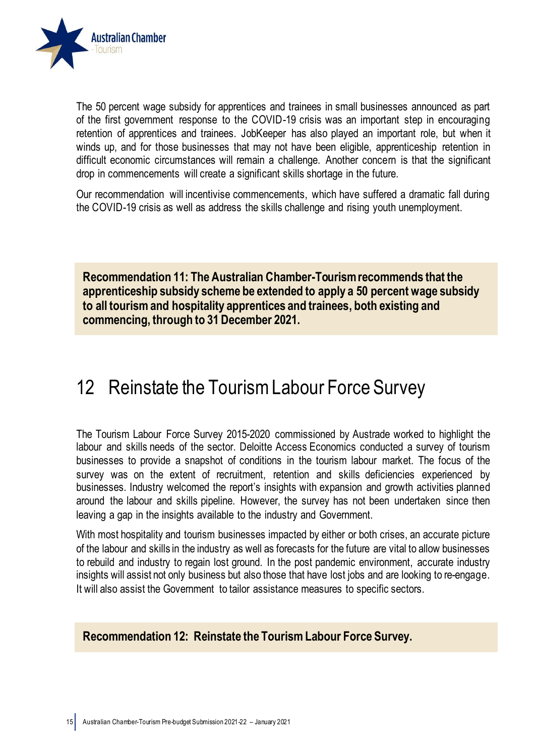The 50 percent wage subsidy for apprentices and trainees in small businesses announced as part of the first government response to the COVID-19 crisis was an important step in encouraging retention of apprentices and trainees. JobKeeper has also played an important role, but when it winds up, and for those businesses that may not have been eligible, apprenticeship retention in difficult economic circumstances will remain a challenge. Another concern is that the significant drop in commencements will create a significant skills shortage in the future.

Our recommendation will incentivise commencements, which have suffered a dramatic fall during the COVID-19 crisis as well as address the skills challenge and rising youth unemployment.

**Recommendation 11: The Australian Chamber-Tourism recommends that the apprenticeship subsidy scheme be extended to apply a 50 percent wage subsidy to all tourism and hospitality apprentices and trainees, both existing and commencing, through to 31 December 2021.**

# 12 Reinstate the Tourism Labour Force Survey

The Tourism Labour Force Survey 2015-2020 commissioned by Austrade worked to highlight the labour and skills needs of the sector. Deloitte Access Economics conducted a survey of tourism businesses to provide a snapshot of conditions in the tourism labour market. The focus of the survey was on the extent of recruitment, retention and skills deficiencies experienced by businesses. Industry welcomed the report's insights with expansion and growth activities planned around the labour and skills pipeline. However, the survey has not been undertaken since then leaving a gap in the insights available to the industry and Government.

With most hospitality and tourism businesses impacted by either or both crises, an accurate picture of the labour and skills in the industry as well as forecasts for the future are vital to allow businesses to rebuild and industry to regain lost ground. In the post pandemic environment, accurate industry insights will assist not only business but also those that have lost jobs and are looking to re-engage. It will also assist the Government to tailor assistance measures to specific sectors.

**Recommendation 12: Reinstate the Tourism Labour Force Survey.**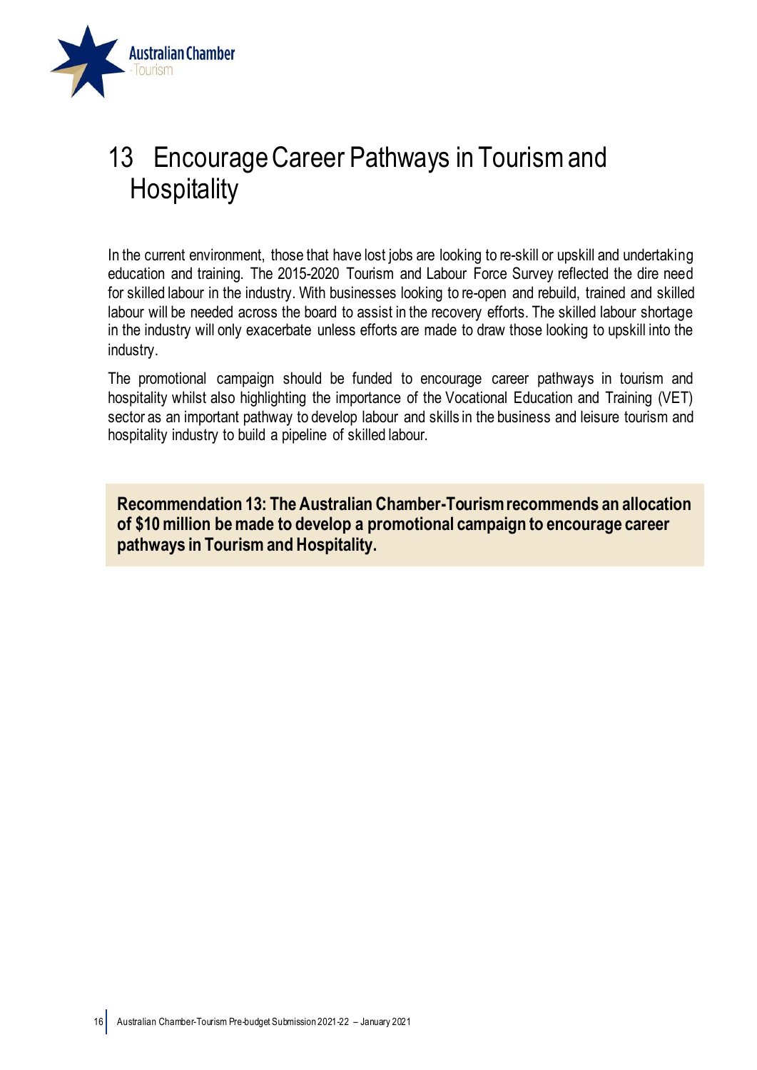# 13 Encourage Career Pathways in Tourism and Hospitality

In the current environment, those that have lost jobs are looking to re-skill or upskill and undertaking education and training. The 2015-2020 Tourism and Labour Force Survey reflected the dire need for skilled labour in the industry. With businesses looking to re-open and rebuild, trained and skilled labour will be needed across the board to assist in the recovery efforts. The skilled labour shortage in the industry will only exacerbate unless efforts are made to draw those looking to upskill into the industry.

The promotional campaign should be funded to encourage career pathways in tourism and hospitality whilst also highlighting the importance of the Vocational Education and Training (VET) sector as an important pathway to develop labour and skills in the business and leisure tourism and hospitality industry to build a pipeline of skilled labour.

**Recommendation 13: The Australian Chamber-Tourism recommends an allocation of $10 million be made to develop a promotional campaign to encourage career pathways in Tourism and Hospitality.**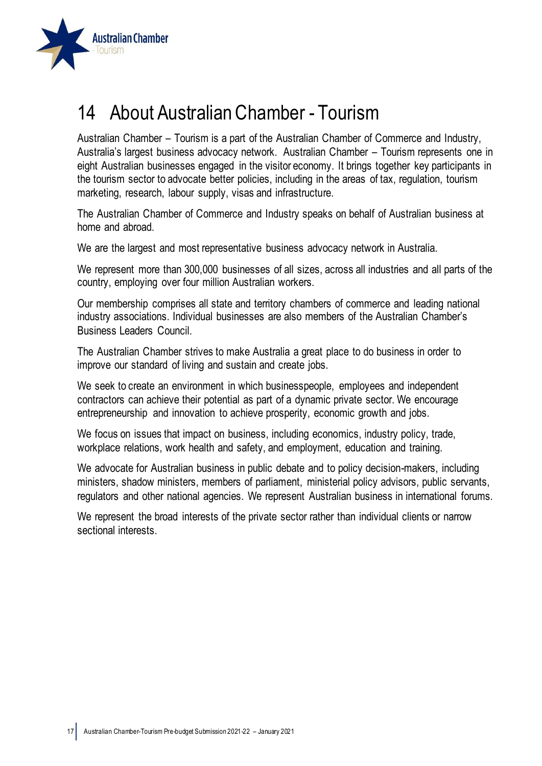# 14 About Australian Chamber - Tourism

Australian Chamber – Tourism is a part of the Australian Chamber of Commerce and Industry, Australia's largest business advocacy network. Australian Chamber – Tourism represents one in eight Australian businesses engaged in the visitor economy. It brings together key participants in the tourism sector to advocate better policies, including in the areas of tax, regulation, tourism marketing, research, labour supply, visas and infrastructure.

The Australian Chamber of Commerce and Industry speaks on behalf of Australian business at home and abroad.

We are the largest and most representative business advocacy network in Australia.

We represent more than 300,000 businesses of all sizes, across all industries and all parts of the country, employing over four million Australian workers.

Our membership comprises all state and territory chambers of commerce and leading national industry associations. Individual businesses are also members of the Australian Chamber's Business Leaders Council.

The Australian Chamber strives to make Australia a great place to do business in order to improve our standard of living and sustain and create jobs.

We seek to create an environment in which businesspeople, employees and independent contractors can achieve their potential as part of a dynamic private sector. We encourage entrepreneurship and innovation to achieve prosperity, economic growth and jobs.

We focus on issues that impact on business, including economics, industry policy, trade, workplace relations, work health and safety, and employment, education and training.

We advocate for Australian business in public debate and to policy decision-makers, including ministers, shadow ministers, members of parliament, ministerial policy advisors, public servants, regulators and other national agencies. We represent Australian business in international forums.

We represent the broad interests of the private sector rather than individual clients or narrow sectional interests.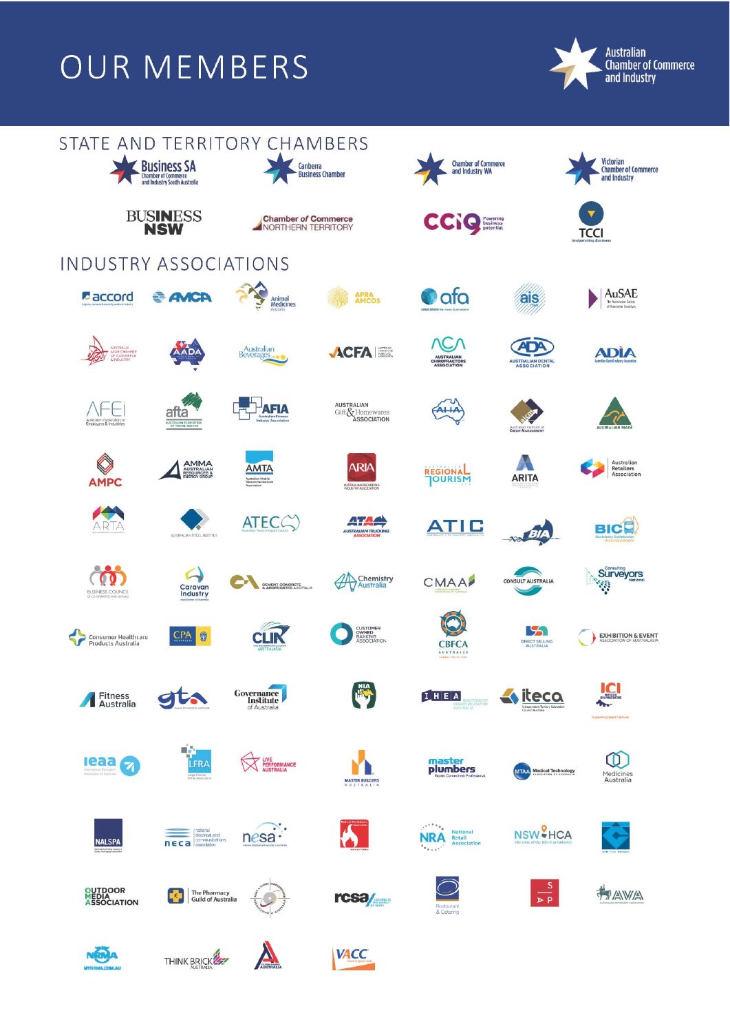# OUR MEMBERS

Australian Chamber of Commerce and Industry

## STATE AND TERRITORY CHAMBERS

Business SA Chamber of Commerce and Industry South Australia

Canberra Business Chamber

Chamber of Commerce and Industry WA

Victorian Chamber of Commerce and Industry

BUSINESS NSW

Chamber of Commerce NORTHERN TERRITORY

CCIQ Powering business potential

TCCI

## INDUSTRY ASSOCIATIONS

accord

AMCA

Animal Medicines Australia

APRA AMCOS

afa

ais

AuSAE

Australia Arab Chamber of Commerce & Industry

AADA

Australian Beverages

ACFA

ACA Australian Chiropractors Association

ADA Australian Dental Association

ADIA

AFEI Australian Federation of Employers & Industries

afta Australian Federation of Travel Agents

AFIA Australian Finance Industry Association

Australian Gift & Homewares Association

AHA

Australian Institute of Credit Management

Australian Made

AMPC

AMMA Australian Resources & Energy Group

AMTA

ARIA Australian Recording Industry Association

Australian Regional Tourism

ARITA

Australian Retailers Association

ARTA

Australian Steel Institute

ATEC Australian Tourism Export Council

ATA Australian Trucking Association

ATIC

BIA

BIC

Business Council of Co-operatives and Mutuals

Caravan Industry Association of Australia

Cement Concrete & Aggregates Australia

Chemistry Australia

CMAA

Consult Australia

Consulting Surveyors National

Consumer Healthcare Products Australia

CPA Australia

CLIK Australasia

Customer Owned Banking Association

CBFCA

Direct Selling Australia

Exhibition & Event Association of Australasia

Fitness Australia

gta

Governance Institute of Australia

HIA

IHEA Independent Higher Education Australia

iteca Independent Tertiary Education Council Australia

ICI

ieaa International Education Association of Australia

LFRA Large Format Retail Association

Live Performance Australia

Master Builders Australia

master plumbers

MTAA Medical Technology Association of Australia

Medicines Australia

NALSPA

neca national electrical and communications association

nesa

National Fire Industry Association

NRA National Retail Association

NSW HCA

Outdoor Media Association

The Pharmacy Guild of Australia

rcsa

Restaurant & Catering

S P

AVA

NRMA myNRMA.com.au

Think Brick Australia

VACC